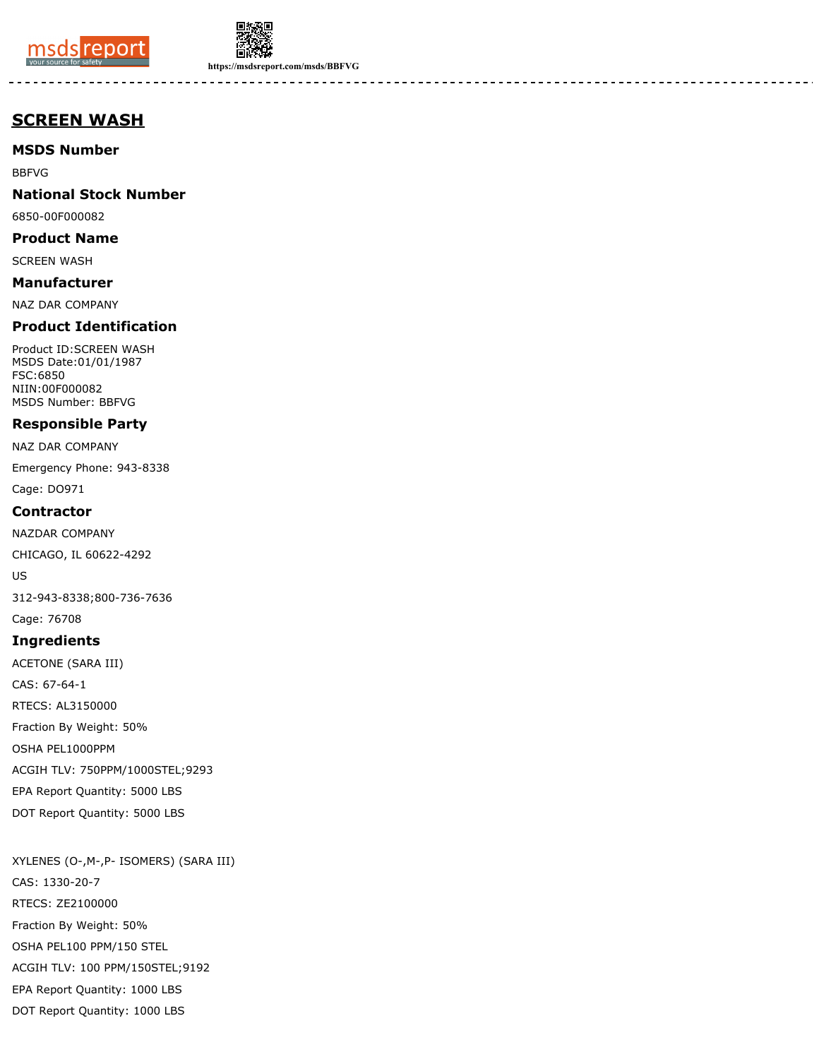# SCREEN WASH

## MSDS Number

BBFVG

## National Stock Number

6850-00F000082

## Product Name

SCREEN WASH

## Manufacturer

NAZ DAR COMPANY

## Product Identification

Product ID:SCREEN WASH
MSDS Date:01/01/1987
FSC:6850
NIIN:00F000082
MSDS Number: BBFVG

## Responsible Party

NAZ DAR COMPANY

Emergency Phone: 943-8338

Cage: DO971

## Contractor

NAZDAR COMPANY

CHICAGO, IL 60622-4292

US

312-943-8338;800-736-7636

Cage: 76708

## Ingredients

ACETONE (SARA III)

CAS: 67-64-1

RTECS: AL3150000

Fraction By Weight: 50%

OSHA PEL1000PPM

ACGIH TLV: 750PPM/1000STEL;9293

EPA Report Quantity: 5000 LBS

DOT Report Quantity: 5000 LBS

XYLENES (O-,M-,P- ISOMERS) (SARA III)

CAS: 1330-20-7

RTECS: ZE2100000

Fraction By Weight: 50%

OSHA PEL100 PPM/150 STEL

ACGIH TLV: 100 PPM/150STEL;9192

EPA Report Quantity: 1000 LBS

DOT Report Quantity: 1000 LBS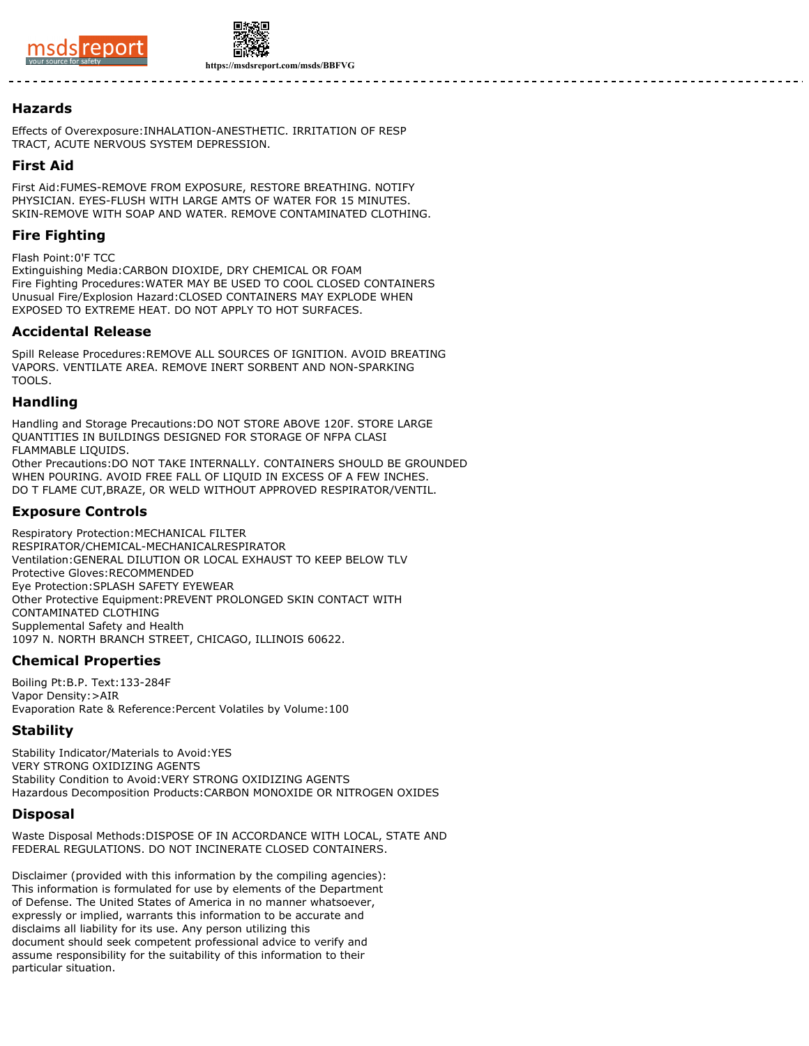## Hazards

Effects of Overexposure:INHALATION-ANESTHETIC. IRRITATION OF RESP TRACT, ACUTE NERVOUS SYSTEM DEPRESSION.

## First Aid

First Aid:FUMES-REMOVE FROM EXPOSURE, RESTORE BREATHING. NOTIFY PHYSICIAN. EYES-FLUSH WITH LARGE AMTS OF WATER FOR 15 MINUTES. SKIN-REMOVE WITH SOAP AND WATER. REMOVE CONTAMINATED CLOTHING.

## Fire Fighting

Flash Point:0'F TCC
Extinguishing Media:CARBON DIOXIDE, DRY CHEMICAL OR FOAM
Fire Fighting Procedures:WATER MAY BE USED TO COOL CLOSED CONTAINERS
Unusual Fire/Explosion Hazard:CLOSED CONTAINERS MAY EXPLODE WHEN EXPOSED TO EXTREME HEAT. DO NOT APPLY TO HOT SURFACES.

## Accidental Release

Spill Release Procedures:REMOVE ALL SOURCES OF IGNITION. AVOID BREATING VAPORS. VENTILATE AREA. REMOVE INERT SORBENT AND NON-SPARKING TOOLS.

## Handling

Handling and Storage Precautions:DO NOT STORE ABOVE 120F. STORE LARGE QUANTITIES IN BUILDINGS DESIGNED FOR STORAGE OF NFPA CLASI FLAMMABLE LIQUIDS.
Other Precautions:DO NOT TAKE INTERNALLY. CONTAINERS SHOULD BE GROUNDED WHEN POURING. AVOID FREE FALL OF LIQUID IN EXCESS OF A FEW INCHES. DO T FLAME CUT,BRAZE, OR WELD WITHOUT APPROVED RESPIRATOR/VENTIL.

## Exposure Controls

Respiratory Protection:MECHANICAL FILTER RESPIRATOR/CHEMICAL-MECHANICALRESPIRATOR
Ventilation:GENERAL DILUTION OR LOCAL EXHAUST TO KEEP BELOW TLV
Protective Gloves:RECOMMENDED
Eye Protection:SPLASH SAFETY EYEWEAR
Other Protective Equipment:PREVENT PROLONGED SKIN CONTACT WITH CONTAMINATED CLOTHING
Supplemental Safety and Health
1097 N. NORTH BRANCH STREET, CHICAGO, ILLINOIS 60622.

## Chemical Properties

Boiling Pt:B.P. Text:133-284F
Vapor Density:>AIR
Evaporation Rate & Reference:Percent Volatiles by Volume:100

## Stability

Stability Indicator/Materials to Avoid:YES
VERY STRONG OXIDIZING AGENTS
Stability Condition to Avoid:VERY STRONG OXIDIZING AGENTS
Hazardous Decomposition Products:CARBON MONOXIDE OR NITROGEN OXIDES

## Disposal

Waste Disposal Methods:DISPOSE OF IN ACCORDANCE WITH LOCAL, STATE AND FEDERAL REGULATIONS. DO NOT INCINERATE CLOSED CONTAINERS.

Disclaimer (provided with this information by the compiling agencies): This information is formulated for use by elements of the Department of Defense. The United States of America in no manner whatsoever, expressly or implied, warrants this information to be accurate and disclaims all liability for its use. Any person utilizing this document should seek competent professional advice to verify and assume responsibility for the suitability of this information to their particular situation.